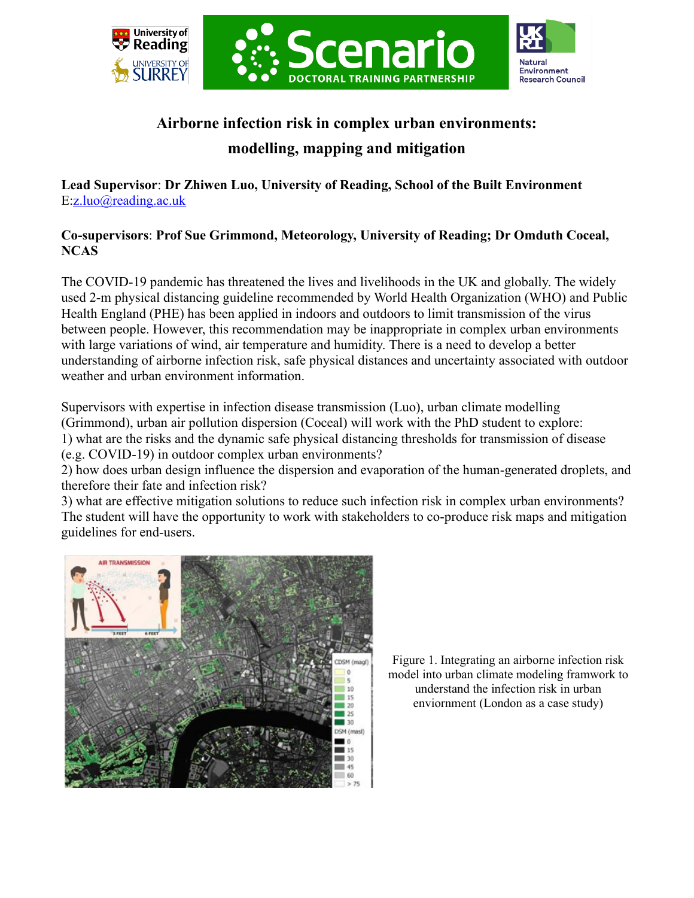# Airborne infection risk in complex urban environments: modelling, mapping and mitigation

**Lead Supervisor**: **Dr Zhiwen Luo, University of Reading, School of the Built Environment**
E:[z.luo@reading.ac.uk](mailto:z.luo@reading.ac.uk)

**Co-supervisors**: **Prof Sue Grimmond, Meteorology, University of Reading; Dr Omduth Coceal, NCAS**

The COVID-19 pandemic has threatened the lives and livelihoods in the UK and globally. The widely used 2-m physical distancing guideline recommended by World Health Organization (WHO) and Public Health England (PHE) has been applied in indoors and outdoors to limit transmission of the virus between people. However, this recommendation may be inappropriate in complex urban environments with large variations of wind, air temperature and humidity. There is a need to develop a better understanding of airborne infection risk, safe physical distances and uncertainty associated with outdoor weather and urban environment information.

Supervisors with expertise in infection disease transmission (Luo), urban climate modelling (Grimmond), urban air pollution dispersion (Coceal) will work with the PhD student to explore:
1) what are the risks and the dynamic safe physical distancing thresholds for transmission of disease (e.g. COVID-19) in outdoor complex urban environments?
2) how does urban design influence the dispersion and evaporation of the human-generated droplets, and therefore their fate and infection risk?
3) what are effective mitigation solutions to reduce such infection risk in complex urban environments?
The student will have the opportunity to work with stakeholders to co-produce risk maps and mitigation guidelines for end-users.

Figure 1. Integrating an airborne infection risk model into urban climate modeling framwork to understand the infection risk in urban enviornment (London as a case study)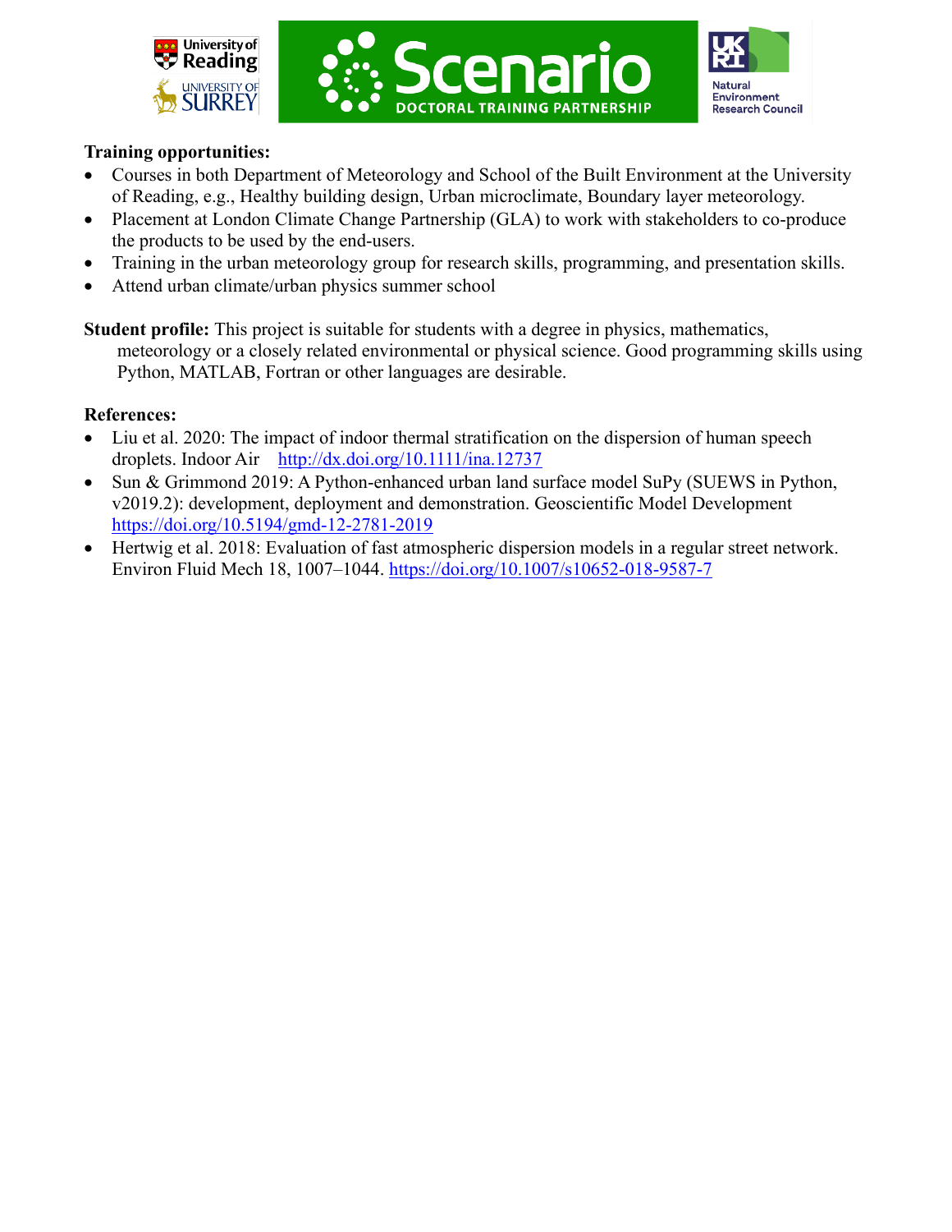**Training opportunities:**

- Courses in both Department of Meteorology and School of the Built Environment at the University of Reading, e.g., Healthy building design, Urban microclimate, Boundary layer meteorology.
- Placement at London Climate Change Partnership (GLA) to work with stakeholders to co-produce the products to be used by the end-users.
- Training in the urban meteorology group for research skills, programming, and presentation skills.
- Attend urban climate/urban physics summer school

**Student profile:** This project is suitable for students with a degree in physics, mathematics, meteorology or a closely related environmental or physical science. Good programming skills using Python, MATLAB, Fortran or other languages are desirable.

**References:**

- Liu et al. 2020: The impact of indoor thermal stratification on the dispersion of human speech droplets. Indoor Air http://dx.doi.org/10.1111/ina.12737
- Sun & Grimmond 2019: A Python-enhanced urban land surface model SuPy (SUEWS in Python, v2019.2): development, deployment and demonstration. Geoscientific Model Development https://doi.org/10.5194/gmd-12-2781-2019
- Hertwig et al. 2018: Evaluation of fast atmospheric dispersion models in a regular street network. Environ Fluid Mech 18, 1007–1044. https://doi.org/10.1007/s10652-018-9587-7